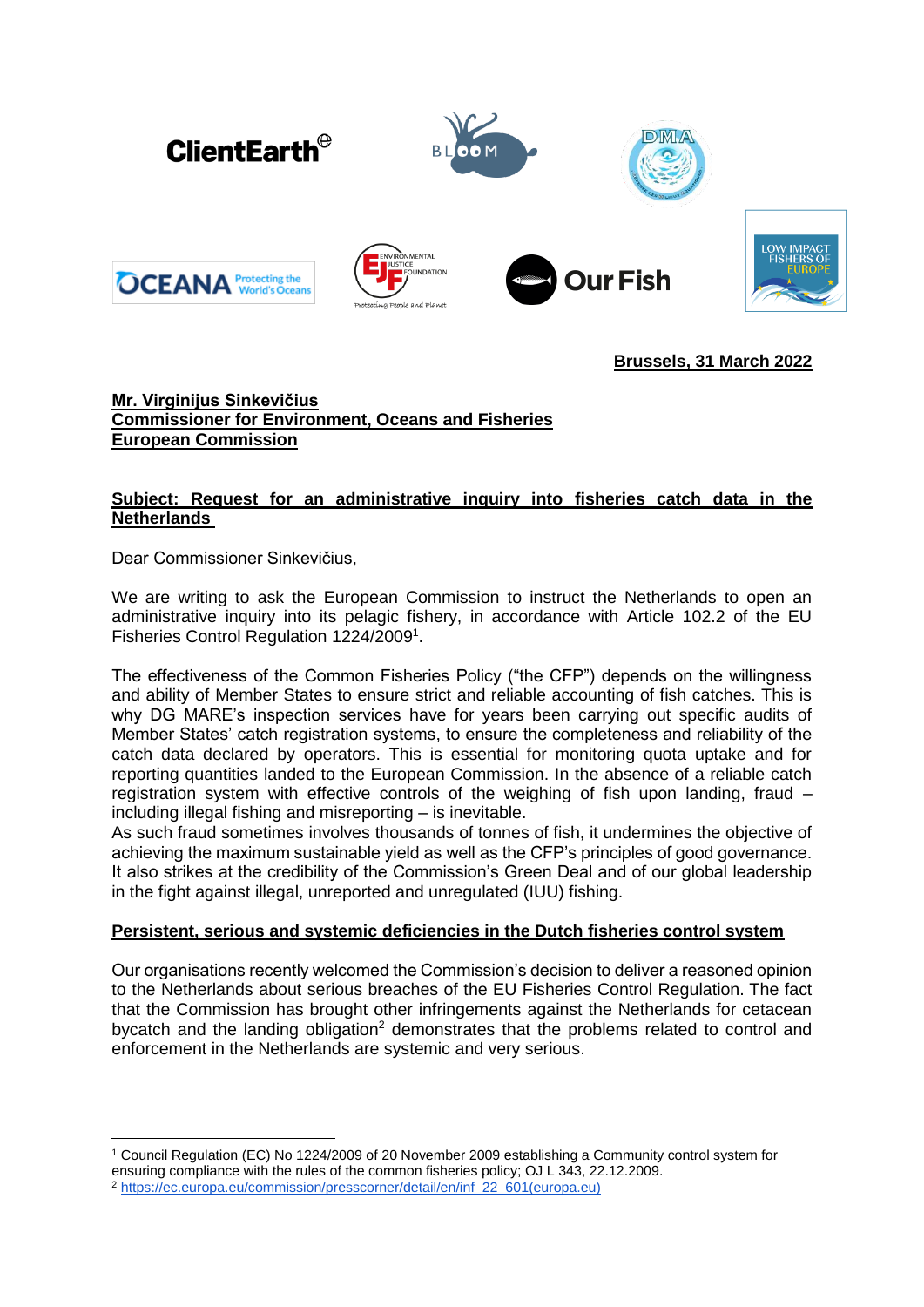**Brussels, 31 March 2022**

**Mr. Virginijus Sinkevičius**
**Commissioner for Environment, Oceans and Fisheries**
**European Commission**

**Subject: Request for an administrative inquiry into fisheries catch data in the Netherlands**

Dear Commissioner Sinkevičius,

We are writing to ask the European Commission to instruct the Netherlands to open an administrative inquiry into its pelagic fishery, in accordance with Article 102.2 of the EU Fisheries Control Regulation 1224/2009[1].

The effectiveness of the Common Fisheries Policy ("the CFP") depends on the willingness and ability of Member States to ensure strict and reliable accounting of fish catches. This is why DG MARE's inspection services have for years been carrying out specific audits of Member States' catch registration systems, to ensure the completeness and reliability of the catch data declared by operators. This is essential for monitoring quota uptake and for reporting quantities landed to the European Commission. In the absence of a reliable catch registration system with effective controls of the weighing of fish upon landing, fraud – including illegal fishing and misreporting – is inevitable.
As such fraud sometimes involves thousands of tonnes of fish, it undermines the objective of achieving the maximum sustainable yield as well as the CFP's principles of good governance. It also strikes at the credibility of the Commission's Green Deal and of our global leadership in the fight against illegal, unreported and unregulated (IUU) fishing.

**Persistent, serious and systemic deficiencies in the Dutch fisheries control system**

Our organisations recently welcomed the Commission's decision to deliver a reasoned opinion to the Netherlands about serious breaches of the EU Fisheries Control Regulation. The fact that the Commission has brought other infringements against the Netherlands for cetacean bycatch and the landing obligation[2] demonstrates that the problems related to control and enforcement in the Netherlands are systemic and very serious.

---

[1] Council Regulation (EC) No 1224/2009 of 20 November 2009 establishing a Community control system for ensuring compliance with the rules of the common fisheries policy; OJ L 343, 22.12.2009.
[2] https://ec.europa.eu/commission/presscorner/detail/en/inf_22_601(europa.eu)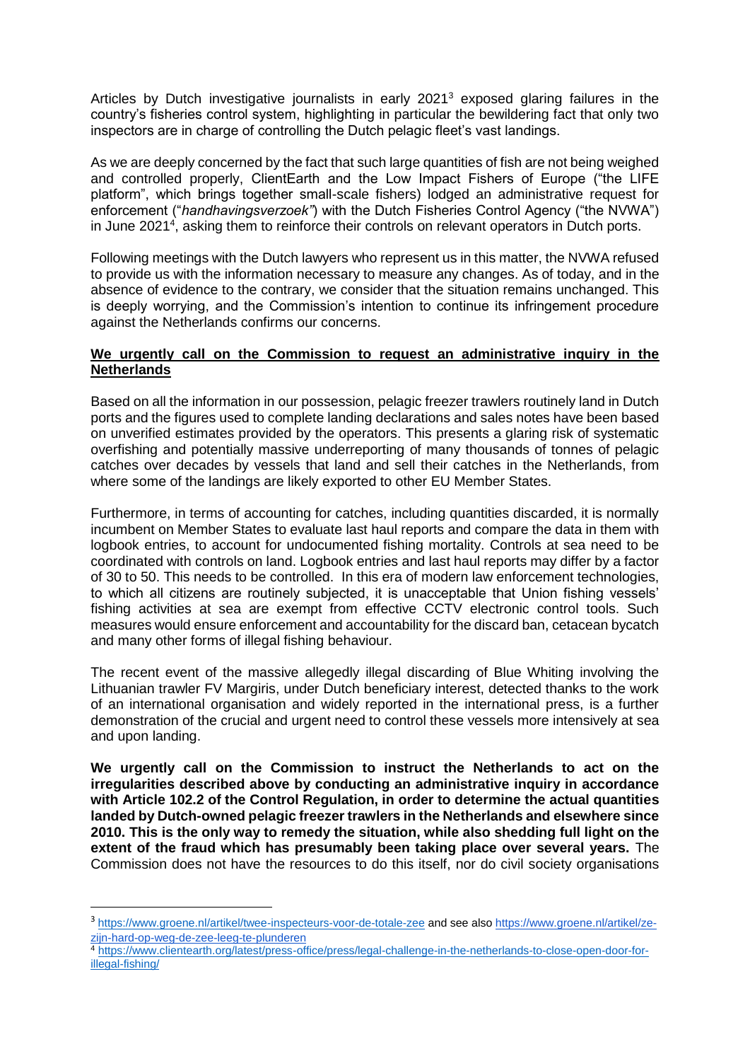Articles by Dutch investigative journalists in early 2021[3] exposed glaring failures in the country's fisheries control system, highlighting in particular the bewildering fact that only two inspectors are in charge of controlling the Dutch pelagic fleet's vast landings.

As we are deeply concerned by the fact that such large quantities of fish are not being weighed and controlled properly, ClientEarth and the Low Impact Fishers of Europe ("the LIFE platform", which brings together small-scale fishers) lodged an administrative request for enforcement ("*handhavingsverzoek*") with the Dutch Fisheries Control Agency ("the NVWA") in June 2021[4], asking them to reinforce their controls on relevant operators in Dutch ports.

Following meetings with the Dutch lawyers who represent us in this matter, the NVWA refused to provide us with the information necessary to measure any changes. As of today, and in the absence of evidence to the contrary, we consider that the situation remains unchanged. This is deeply worrying, and the Commission's intention to continue its infringement procedure against the Netherlands confirms our concerns.

**<u>We urgently call on the Commission to request an administrative inquiry in the Netherlands</u>**

Based on all the information in our possession, pelagic freezer trawlers routinely land in Dutch ports and the figures used to complete landing declarations and sales notes have been based on unverified estimates provided by the operators. This presents a glaring risk of systematic overfishing and potentially massive underreporting of many thousands of tonnes of pelagic catches over decades by vessels that land and sell their catches in the Netherlands, from where some of the landings are likely exported to other EU Member States.

Furthermore, in terms of accounting for catches, including quantities discarded, it is normally incumbent on Member States to evaluate last haul reports and compare the data in them with logbook entries, to account for undocumented fishing mortality. Controls at sea need to be coordinated with controls on land. Logbook entries and last haul reports may differ by a factor of 30 to 50. This needs to be controlled. In this era of modern law enforcement technologies, to which all citizens are routinely subjected, it is unacceptable that Union fishing vessels' fishing activities at sea are exempt from effective CCTV electronic control tools. Such measures would ensure enforcement and accountability for the discard ban, cetacean bycatch and many other forms of illegal fishing behaviour.

The recent event of the massive allegedly illegal discarding of Blue Whiting involving the Lithuanian trawler FV Margiris, under Dutch beneficiary interest, detected thanks to the work of an international organisation and widely reported in the international press, is a further demonstration of the crucial and urgent need to control these vessels more intensively at sea and upon landing.

**We urgently call on the Commission to instruct the Netherlands to act on the irregularities described above by conducting an administrative inquiry in accordance with Article 102.2 of the Control Regulation, in order to determine the actual quantities landed by Dutch-owned pelagic freezer trawlers in the Netherlands and elsewhere since 2010. This is the only way to remedy the situation, while also shedding full light on the extent of the fraud which has presumably been taking place over several years.** The Commission does not have the resources to do this itself, nor do civil society organisations

---

[3] https://www.groene.nl/artikel/twee-inspecteurs-voor-de-totale-zee and see also https://www.groene.nl/artikel/ze-zijn-hard-op-weg-de-zee-leeg-te-plunderen

[4] https://www.clientearth.org/latest/press-office/press/legal-challenge-in-the-netherlands-to-close-open-door-for-illegal-fishing/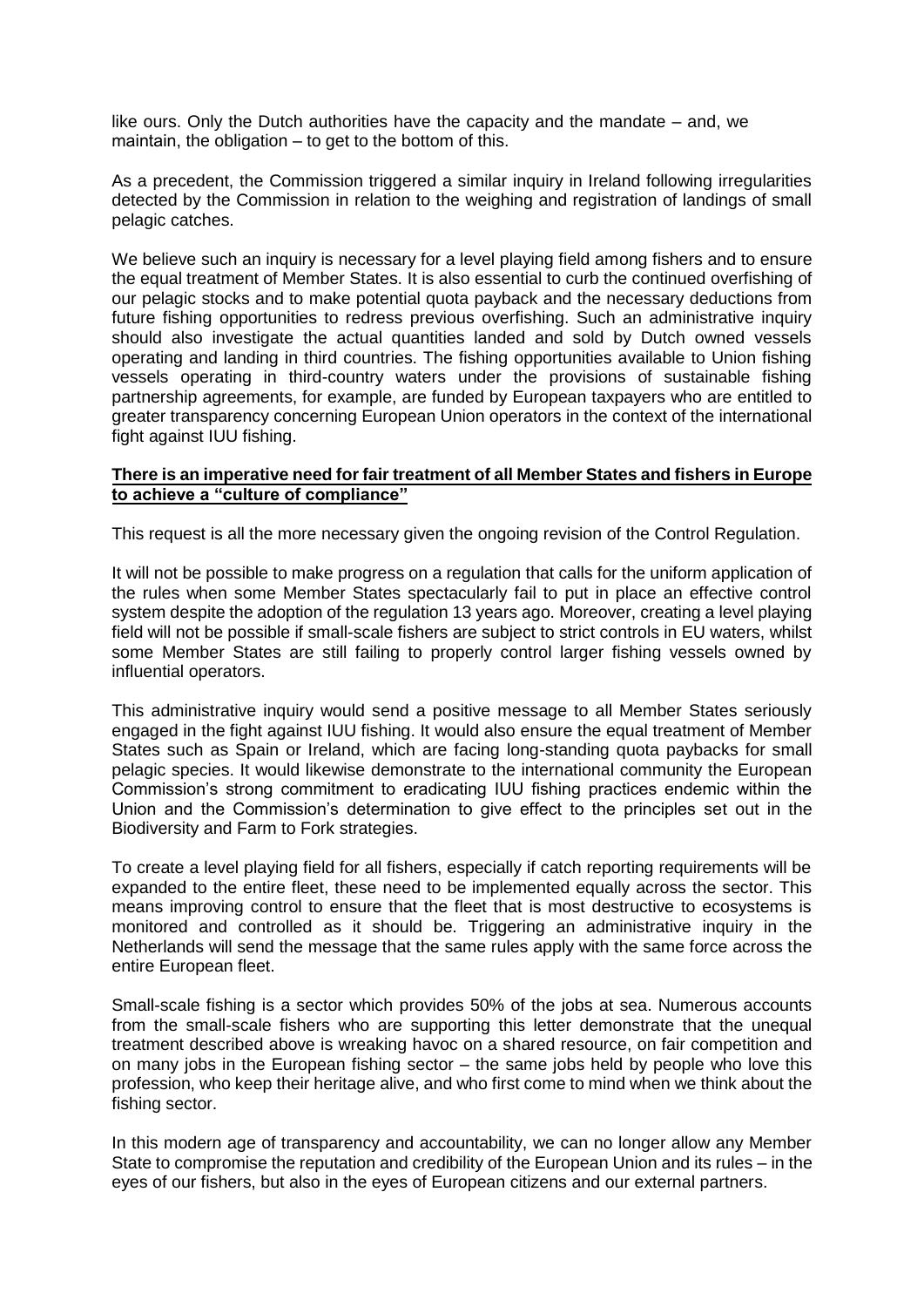like ours. Only the Dutch authorities have the capacity and the mandate – and, we maintain, the obligation – to get to the bottom of this.

As a precedent, the Commission triggered a similar inquiry in Ireland following irregularities detected by the Commission in relation to the weighing and registration of landings of small pelagic catches.

We believe such an inquiry is necessary for a level playing field among fishers and to ensure the equal treatment of Member States. It is also essential to curb the continued overfishing of our pelagic stocks and to make potential quota payback and the necessary deductions from future fishing opportunities to redress previous overfishing. Such an administrative inquiry should also investigate the actual quantities landed and sold by Dutch owned vessels operating and landing in third countries. The fishing opportunities available to Union fishing vessels operating in third-country waters under the provisions of sustainable fishing partnership agreements, for example, are funded by European taxpayers who are entitled to greater transparency concerning European Union operators in the context of the international fight against IUU fishing.

**<u>There is an imperative need for fair treatment of all Member States and fishers in Europe to achieve a "culture of compliance"</u>**

This request is all the more necessary given the ongoing revision of the Control Regulation.

It will not be possible to make progress on a regulation that calls for the uniform application of the rules when some Member States spectacularly fail to put in place an effective control system despite the adoption of the regulation 13 years ago. Moreover, creating a level playing field will not be possible if small-scale fishers are subject to strict controls in EU waters, whilst some Member States are still failing to properly control larger fishing vessels owned by influential operators.

This administrative inquiry would send a positive message to all Member States seriously engaged in the fight against IUU fishing. It would also ensure the equal treatment of Member States such as Spain or Ireland, which are facing long-standing quota paybacks for small pelagic species. It would likewise demonstrate to the international community the European Commission's strong commitment to eradicating IUU fishing practices endemic within the Union and the Commission's determination to give effect to the principles set out in the Biodiversity and Farm to Fork strategies.

To create a level playing field for all fishers, especially if catch reporting requirements will be expanded to the entire fleet, these need to be implemented equally across the sector. This means improving control to ensure that the fleet that is most destructive to ecosystems is monitored and controlled as it should be. Triggering an administrative inquiry in the Netherlands will send the message that the same rules apply with the same force across the entire European fleet.

Small-scale fishing is a sector which provides 50% of the jobs at sea. Numerous accounts from the small-scale fishers who are supporting this letter demonstrate that the unequal treatment described above is wreaking havoc on a shared resource, on fair competition and on many jobs in the European fishing sector – the same jobs held by people who love this profession, who keep their heritage alive, and who first come to mind when we think about the fishing sector.

In this modern age of transparency and accountability, we can no longer allow any Member State to compromise the reputation and credibility of the European Union and its rules – in the eyes of our fishers, but also in the eyes of European citizens and our external partners.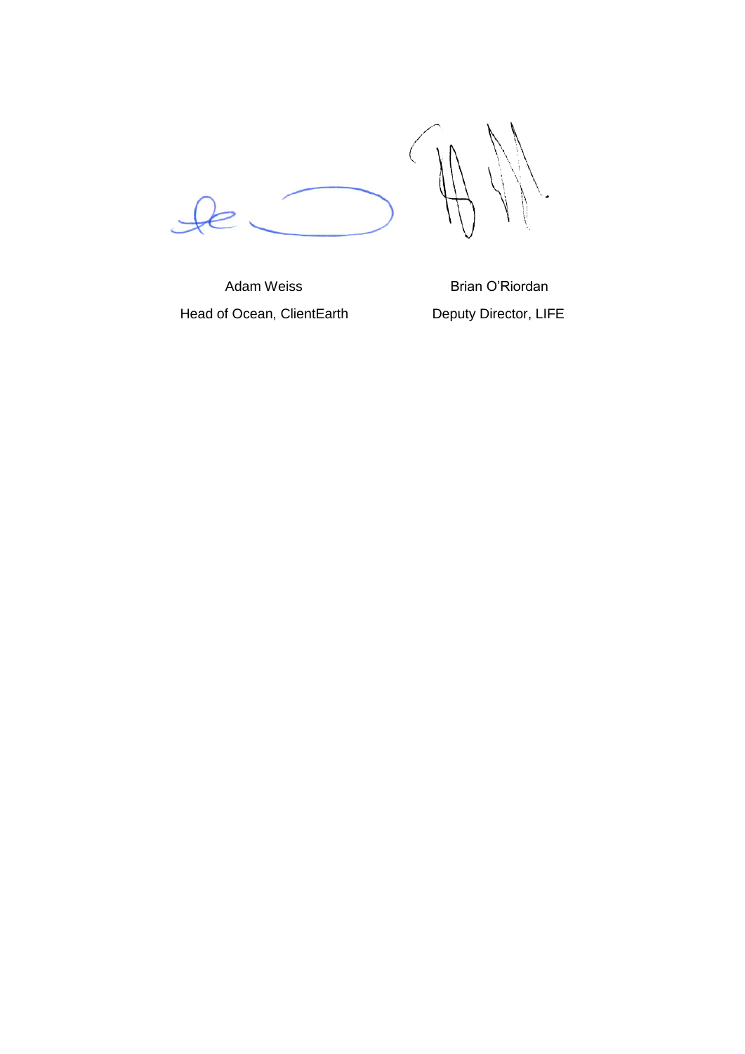| | |
| --- | --- |
| Adam Weiss | Brian O'Riordan |
| Head of Ocean, ClientEarth | Deputy Director, LIFE |